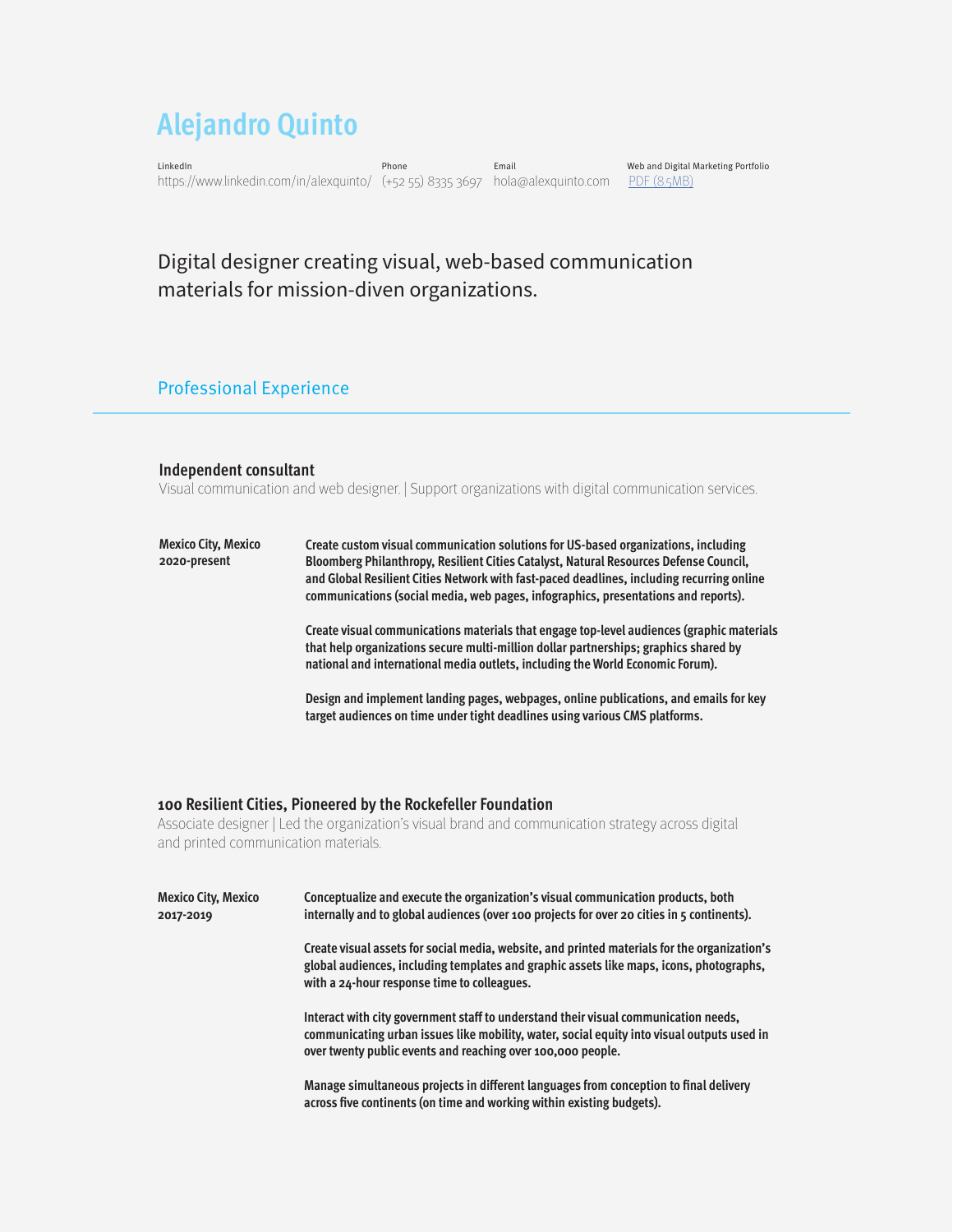# Alejandro Quinto

| LinkedIn | Phone | Email | Web and Digital Marketing Portfolio |
| --- | --- | --- | --- |
| https://www.linkedin.com/in/alexquinto/ | (+52 55) 8335 3697 | hola@alexquinto.com | PDF (8.5MB) |

Digital designer creating visual, web-based communication materials for mission-diven organizations.

## Professional Experience

### Independent consultant

Visual communication and web designer. | Support organizations with digital communication services.

**Mexico City, Mexico**
**2020-present**

**Create custom visual communication solutions for US-based organizations, including Bloomberg Philanthropy, Resilient Cities Catalyst, Natural Resources Defense Council, and Global Resilient Cities Network with fast-paced deadlines, including recurring online communications (social media, web pages, infographics, presentations and reports).**

**Create visual communications materials that engage top-level audiences (graphic materials that help organizations secure multi-million dollar partnerships; graphics shared by national and international media outlets, including the World Economic Forum).**

**Design and implement landing pages, webpages, online publications, and emails for key target audiences on time under tight deadlines using various CMS platforms.**

### 100 Resilient Cities, Pioneered by the Rockefeller Foundation

Associate designer | Led the organization's visual brand and communication strategy across digital and printed communication materials.

**Mexico City, Mexico**
**2017-2019**

**Conceptualize and execute the organization's visual communication products, both internally and to global audiences (over 100 projects for over 20 cities in 5 continents).**

**Create visual assets for social media, website, and printed materials for the organization's global audiences, including templates and graphic assets like maps, icons, photographs, with a 24-hour response time to colleagues.**

**Interact with city government staff to understand their visual communication needs, communicating urban issues like mobility, water, social equity into visual outputs used in over twenty public events and reaching over 100,000 people.**

**Manage simultaneous projects in different languages from conception to final delivery across five continents (on time and working within existing budgets).**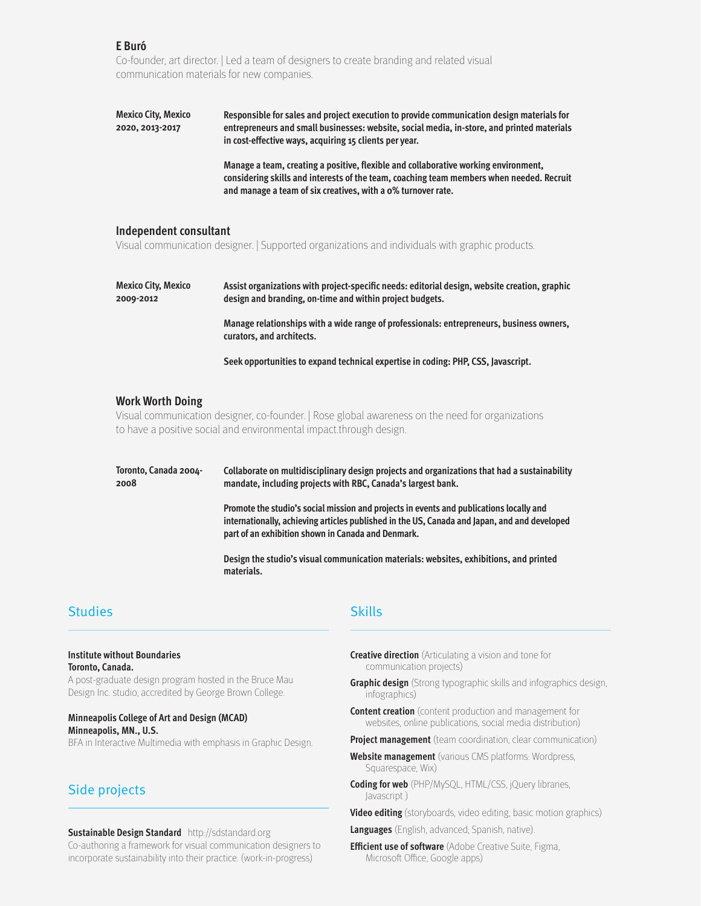### E Buró

Co-founder, art director. | Led a team of designers to create branding and related visual communication materials for new companies.

**Mexico City, Mexico**
**2020, 2013-2017**

**Responsible for sales and project execution to provide communication design materials for entrepreneurs and small businesses: website, social media, in-store, and printed materials in cost-effective ways, acquiring 15 clients per year.**

**Manage a team, creating a positive, flexible and collaborative working environment, considering skills and interests of the team, coaching team members when needed. Recruit and manage a team of six creatives, with a 0% turnover rate.**

### Independent consultant

Visual communication designer. | Supported organizations and individuals with graphic products.

**Mexico City, Mexico**
**2009-2012**

**Assist organizations with project-specific needs: editorial design, website creation, graphic design and branding, on-time and within project budgets.**

**Manage relationships with a wide range of professionals: entrepreneurs, business owners, curators, and architects.**

**Seek opportunities to expand technical expertise in coding: PHP, CSS, Javascript.**

### Work Worth Doing

Visual communication designer, co-founder. | Rose global awareness on the need for organizations to have a positive social and environmental impact.through design.

**Toronto, Canada 2004-2008**

**Collaborate on multidisciplinary design projects and organizations that had a sustainability mandate, including projects with RBC, Canada's largest bank.**

**Promote the studio's social mission and projects in events and publications locally and internationally, achieving articles published in the US, Canada and Japan, and and developed part of an exhibition shown in Canada and Denmark.**

**Design the studio's visual communication materials: websites, exhibitions, and printed materials.**

## Studies

**Institute without Boundaries**
**Toronto, Canada.**
A post-graduate design program hosted in the Bruce Mau Design Inc. studio, accredited by George Brown College.

**Minneapolis College of Art and Design (MCAD)**
**Minneapolis, MN., U.S.**
BFA in Interactive Multimedia with emphasis in Graphic Design.

## Side projects

**Sustainable Design Standard** http://sdstandard.org
Co-authoring a framework for visual communication designers to incorporate sustainability into their practice. (work-in-progress)

## Skills

- **Creative direction** (Articulating a vision and tone for communication projects)
- **Graphic design** (Strong typographic skills and infographics design, infographics)
- **Content creation** (content production and management for websites, online publications, social media distribution)
- **Project management** (team coordination, clear communication)
- **Website management** (various CMS platforms: Wordpress, Squarespace, Wix)
- **Coding for web** (PHP/MySQL, HTML/CSS, jQuery libraries, Javascript )
- **Video editing** (storyboards, video editing, basic motion graphics)
- **Languages** (English, advanced; Spanish, native).
- **Efficient use of software** (Adobe Creative Suite, Figma, Microsoft Office, Google apps)